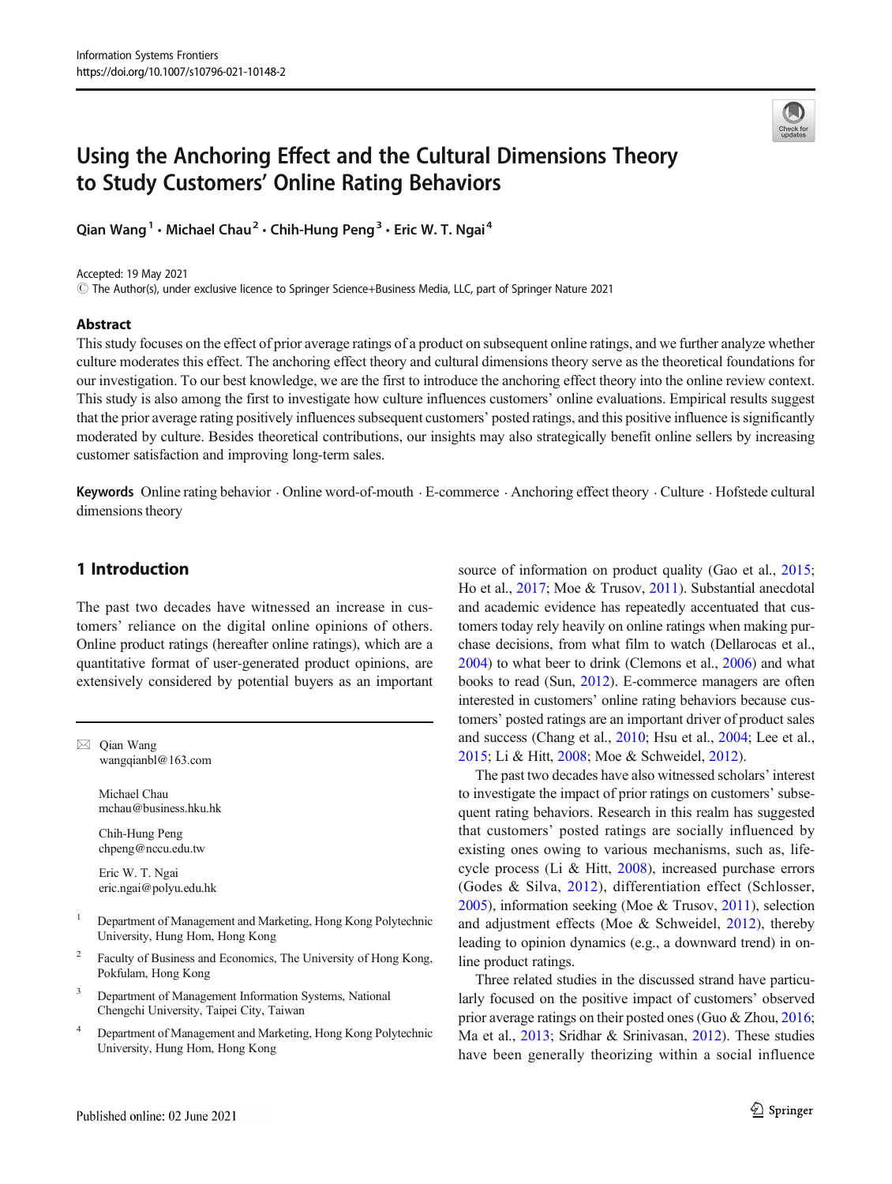# Using the Anchoring Effect and the Cultural Dimensions Theory to Study Customers' Online Rating Behaviors

Qian Wang[1] · Michael Chau[2] · Chih-Hung Peng[3] · Eric W. T. Ngai[4]

Accepted: 19 May 2021
© The Author(s), under exclusive licence to Springer Science+Business Media, LLC, part of Springer Nature 2021

## Abstract

This study focuses on the effect of prior average ratings of a product on subsequent online ratings, and we further analyze whether culture moderates this effect. The anchoring effect theory and cultural dimensions theory serve as the theoretical foundations for our investigation. To our best knowledge, we are the first to introduce the anchoring effect theory into the online review context. This study is also among the first to investigate how culture influences customers' online evaluations. Empirical results suggest that the prior average rating positively influences subsequent customers' posted ratings, and this positive influence is significantly moderated by culture. Besides theoretical contributions, our insights may also strategically benefit online sellers by increasing customer satisfaction and improving long-term sales.

**Keywords** Online rating behavior · Online word-of-mouth · E-commerce · Anchoring effect theory · Culture · Hofstede cultural dimensions theory

## 1 Introduction

The past two decades have witnessed an increase in customers' reliance on the digital online opinions of others. Online product ratings (hereafter online ratings), which are a quantitative format of user-generated product opinions, are extensively considered by potential buyers as an important source of information on product quality (Gao et al., 2015; Ho et al., 2017; Moe & Trusov, 2011). Substantial anecdotal and academic evidence has repeatedly accentuated that customers today rely heavily on online ratings when making purchase decisions, from what film to watch (Dellarocas et al., 2004) to what beer to drink (Clemons et al., 2006) and what books to read (Sun, 2012). E-commerce managers are often interested in customers' online rating behaviors because customers' posted ratings are an important driver of product sales and success (Chang et al., 2010; Hsu et al., 2004; Lee et al., 2015; Li & Hitt, 2008; Moe & Schweidel, 2012).

The past two decades have also witnessed scholars' interest to investigate the impact of prior ratings on customers' subsequent rating behaviors. Research in this realm has suggested that customers' posted ratings are socially influenced by existing ones owing to various mechanisms, such as, lifecycle process (Li & Hitt, 2008), increased purchase errors (Godes & Silva, 2012), differentiation effect (Schlosser, 2005), information seeking (Moe & Trusov, 2011), selection and adjustment effects (Moe & Schweidel, 2012), thereby leading to opinion dynamics (e.g., a downward trend) in online product ratings.

Three related studies in the discussed strand have particularly focused on the positive impact of customers' observed prior average ratings on their posted ones (Guo & Zhou, 2016; Ma et al., 2013; Sridhar & Srinivasan, 2012). These studies have been generally theorizing within a social influence

---

✉ Qian Wang
wangqianbl@163.com

Michael Chau
mchau@business.hku.hk

Chih-Hung Peng
chpeng@nccu.edu.tw

Eric W. T. Ngai
eric.ngai@polyu.edu.hk

[1] Department of Management and Marketing, Hong Kong Polytechnic University, Hung Hom, Hong Kong

[2] Faculty of Business and Economics, The University of Hong Kong, Pokfulam, Hong Kong

[3] Department of Management Information Systems, National Chengchi University, Taipei City, Taiwan

[4] Department of Management and Marketing, Hong Kong Polytechnic University, Hung Hom, Hong Kong

Published online: 02 June 2021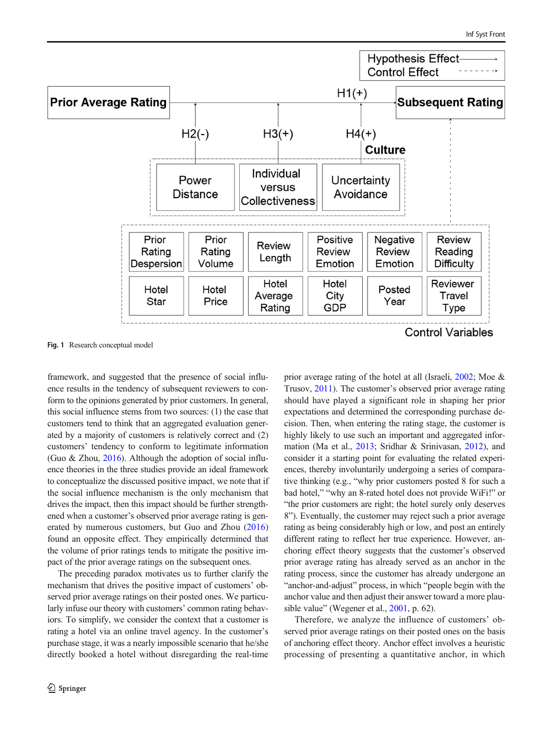Fig. 1 Research conceptual model

framework, and suggested that the presence of social influence results in the tendency of subsequent reviewers to conform to the opinions generated by prior customers. In general, this social influence stems from two sources: (1) the case that customers tend to think that an aggregated evaluation generated by a majority of customers is relatively correct and (2) customers' tendency to conform to legitimate information (Guo & Zhou, 2016). Although the adoption of social influence theories in the three studies provide an ideal framework to conceptualize the discussed positive impact, we note that if the social influence mechanism is the only mechanism that drives the impact, then this impact should be further strengthened when a customer's observed prior average rating is generated by numerous customers, but Guo and Zhou (2016) found an opposite effect. They empirically determined that the volume of prior ratings tends to mitigate the positive impact of the prior average ratings on the subsequent ones.

The preceding paradox motivates us to further clarify the mechanism that drives the positive impact of customers' observed prior average ratings on their posted ones. We particularly infuse our theory with customers' common rating behaviors. To simplify, we consider the context that a customer is rating a hotel via an online travel agency. In the customer's purchase stage, it was a nearly impossible scenario that he/she directly booked a hotel without disregarding the real-time prior average rating of the hotel at all (Israeli, 2002; Moe & Trusov, 2011). The customer's observed prior average rating should have played a significant role in shaping her prior expectations and determined the corresponding purchase decision. Then, when entering the rating stage, the customer is highly likely to use such an important and aggregated information (Ma et al., 2013; Sridhar & Srinivasan, 2012), and consider it a starting point for evaluating the related experiences, thereby involuntarily undergoing a series of comparative thinking (e.g., "why prior customers posted 8 for such a bad hotel," "why an 8-rated hotel does not provide WiFi!" or "the prior customers are right; the hotel surely only deserves 8"). Eventually, the customer may reject such a prior average rating as being considerably high or low, and post an entirely different rating to reflect her true experience. However, anchoring effect theory suggests that the customer's observed prior average rating has already served as an anchor in the rating process, since the customer has already undergone an "anchor-and-adjust" process, in which "people begin with the anchor value and then adjust their answer toward a more plausible value" (Wegener et al., 2001, p. 62).

Therefore, we analyze the influence of customers' observed prior average ratings on their posted ones on the basis of anchoring effect theory. Anchor effect involves a heuristic processing of presenting a quantitative anchor, in which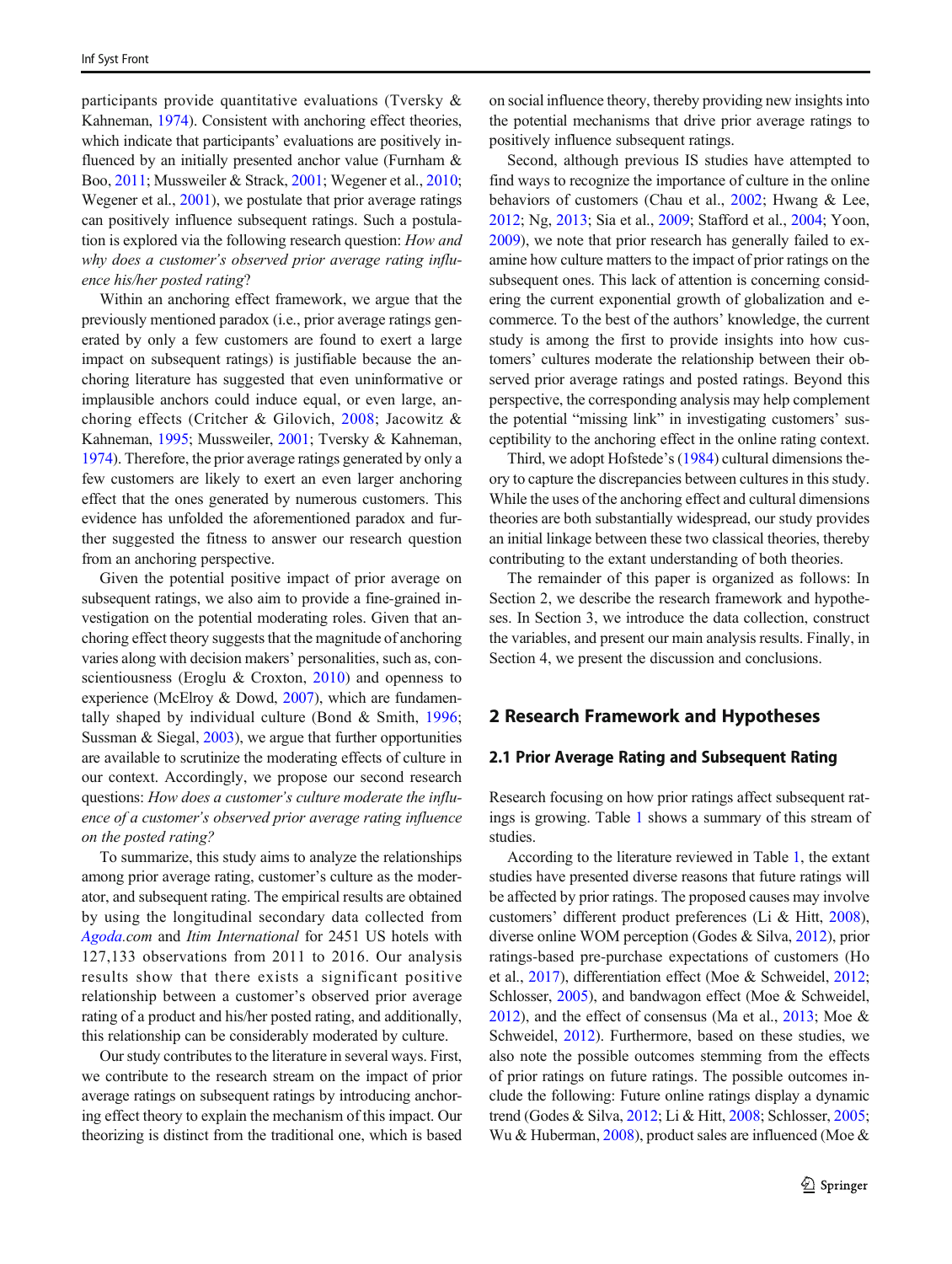participants provide quantitative evaluations (Tversky & Kahneman, 1974). Consistent with anchoring effect theories, which indicate that participants' evaluations are positively influenced by an initially presented anchor value (Furnham & Boo, 2011; Mussweiler & Strack, 2001; Wegener et al., 2010; Wegener et al., 2001), we postulate that prior average ratings can positively influence subsequent ratings. Such a postulation is explored via the following research question: *How and why does a customer's observed prior average rating influence his/her posted rating*?

Within an anchoring effect framework, we argue that the previously mentioned paradox (i.e., prior average ratings generated by only a few customers are found to exert a large impact on subsequent ratings) is justifiable because the anchoring literature has suggested that even uninformative or implausible anchors could induce equal, or even large, anchoring effects (Critcher & Gilovich, 2008; Jacowitz & Kahneman, 1995; Mussweiler, 2001; Tversky & Kahneman, 1974). Therefore, the prior average ratings generated by only a few customers are likely to exert an even larger anchoring effect that the ones generated by numerous customers. This evidence has unfolded the aforementioned paradox and further suggested the fitness to answer our research question from an anchoring perspective.

Given the potential positive impact of prior average on subsequent ratings, we also aim to provide a fine-grained investigation on the potential moderating roles. Given that anchoring effect theory suggests that the magnitude of anchoring varies along with decision makers' personalities, such as, conscientiousness (Eroglu & Croxton, 2010) and openness to experience (McElroy & Dowd, 2007), which are fundamentally shaped by individual culture (Bond & Smith, 1996; Sussman & Siegal, 2003), we argue that further opportunities are available to scrutinize the moderating effects of culture in our context. Accordingly, we propose our second research questions: *How does a customer's culture moderate the influence of a customer's observed prior average rating influence on the posted rating?*

To summarize, this study aims to analyze the relationships among prior average rating, customer's culture as the moderator, and subsequent rating. The empirical results are obtained by using the longitudinal secondary data collected from *Agoda.com* and *Itim International* for 2451 US hotels with 127,133 observations from 2011 to 2016. Our analysis results show that there exists a significant positive relationship between a customer's observed prior average rating of a product and his/her posted rating, and additionally, this relationship can be considerably moderated by culture.

Our study contributes to the literature in several ways. First, we contribute to the research stream on the impact of prior average ratings on subsequent ratings by introducing anchoring effect theory to explain the mechanism of this impact. Our theorizing is distinct from the traditional one, which is based on social influence theory, thereby providing new insights into the potential mechanisms that drive prior average ratings to positively influence subsequent ratings.

Second, although previous IS studies have attempted to find ways to recognize the importance of culture in the online behaviors of customers (Chau et al., 2002; Hwang & Lee, 2012; Ng, 2013; Sia et al., 2009; Stafford et al., 2004; Yoon, 2009), we note that prior research has generally failed to examine how culture matters to the impact of prior ratings on the subsequent ones. This lack of attention is concerning considering the current exponential growth of globalization and e-commerce. To the best of the authors' knowledge, the current study is among the first to provide insights into how customers' cultures moderate the relationship between their observed prior average ratings and posted ratings. Beyond this perspective, the corresponding analysis may help complement the potential "missing link" in investigating customers' susceptibility to the anchoring effect in the online rating context.

Third, we adopt Hofstede's (1984) cultural dimensions theory to capture the discrepancies between cultures in this study. While the uses of the anchoring effect and cultural dimensions theories are both substantially widespread, our study provides an initial linkage between these two classical theories, thereby contributing to the extant understanding of both theories.

The remainder of this paper is organized as follows: In Section 2, we describe the research framework and hypotheses. In Section 3, we introduce the data collection, construct the variables, and present our main analysis results. Finally, in Section 4, we present the discussion and conclusions.

## 2 Research Framework and Hypotheses

### 2.1 Prior Average Rating and Subsequent Rating

Research focusing on how prior ratings affect subsequent ratings is growing. Table 1 shows a summary of this stream of studies.

According to the literature reviewed in Table 1, the extant studies have presented diverse reasons that future ratings will be affected by prior ratings. The proposed causes may involve customers' different product preferences (Li & Hitt, 2008), diverse online WOM perception (Godes & Silva, 2012), prior ratings-based pre-purchase expectations of customers (Ho et al., 2017), differentiation effect (Moe & Schweidel, 2012; Schlosser, 2005), and bandwagon effect (Moe & Schweidel, 2012), and the effect of consensus (Ma et al., 2013; Moe & Schweidel, 2012). Furthermore, based on these studies, we also note the possible outcomes stemming from the effects of prior ratings on future ratings. The possible outcomes include the following: Future online ratings display a dynamic trend (Godes & Silva, 2012; Li & Hitt, 2008; Schlosser, 2005; Wu & Huberman, 2008), product sales are influenced (Moe &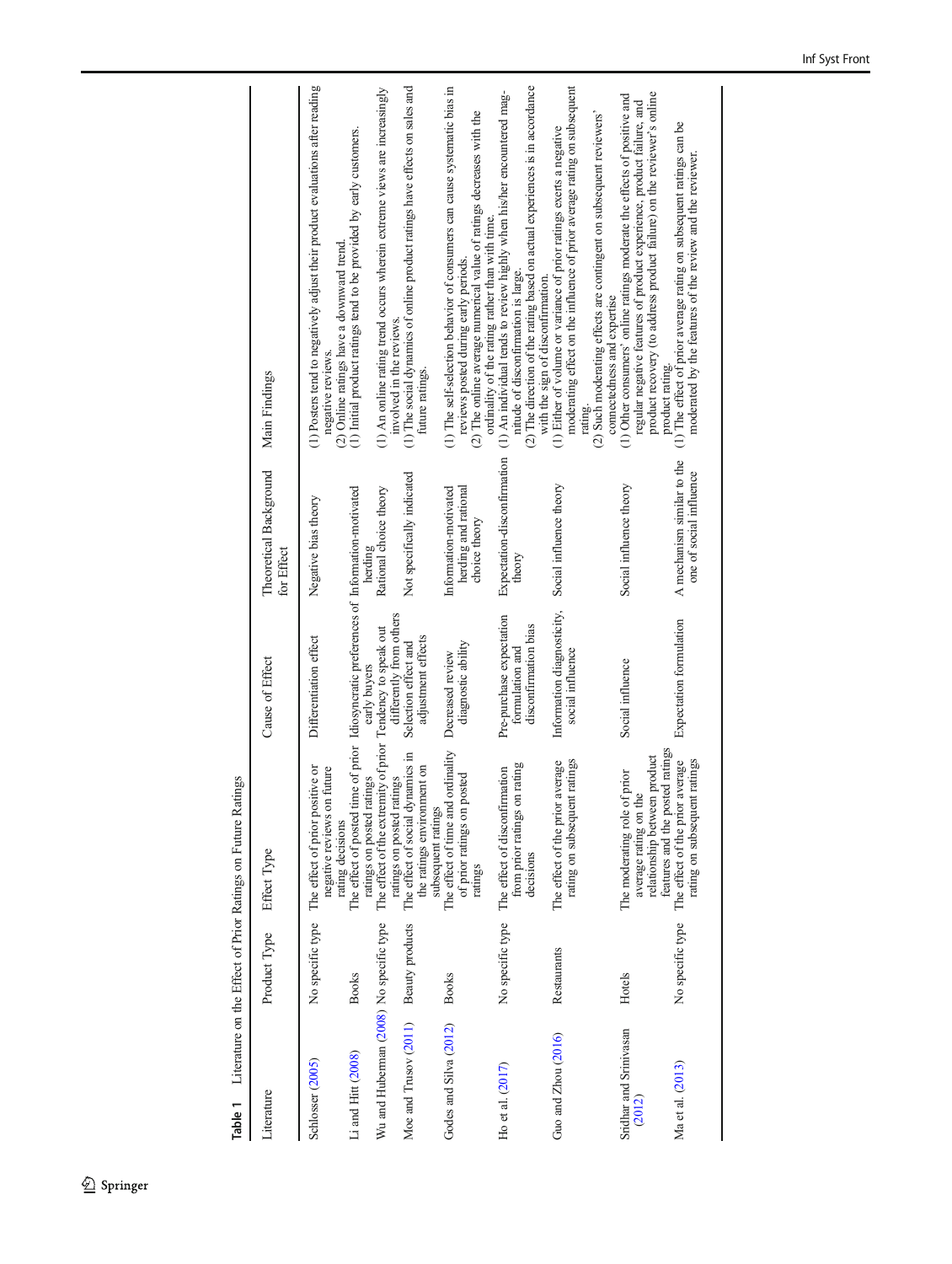**Table 1** Literature on the Effect of Prior Ratings on Future Ratings

| Literature | Product Type | Effect Type | Cause of Effect | Theoretical Background for Effect | Main Findings |
|---|---|---|---|---|---|
| Schlosser (2005) | No specific type | The effect of prior positive or negative reviews on future rating decisions | Differentiation effect | Negative bias theory | (1) Posters tend to negatively adjust their product evaluations after reading negative reviews. (2) Online ratings have a downward trend. |
| Li and Hitt (2008) | Books | The effect of posted time of prior ratings on posted ratings | Idiosyncratic preferences of early buyers | Information-motivated herding | (1) Initial product ratings tend to be provided by early customers. |
| Wu and Huberman (2008) | No specific type | The effect of the extremity of prior ratings on posted ratings | Tendency to speak out differently from others | Rational choice theory | (1) An online rating trend occurs wherein extreme views are increasingly involved in the reviews. |
| Moe and Trusov (2011) | Beauty products | The effect of social dynamics in the ratings environment on subsequent ratings | Selection effect and adjustment effects | Not specifically indicated | (1) The social dynamics of online product ratings have effects on sales and future ratings. |
| Godes and Silva (2012) | Books | The effect of time and ordinality of prior ratings on posted ratings | Decreased review diagnostic ability | Information-motivated herding and rational choice theory | (1) The self-selection behavior of consumers can cause systematic bias in reviews posted during early periods. (2) The online average numerical value of ratings decreases with the ordinality of the rating rather than with time. |
| Ho et al. (2017) | No specific type | The effect of disconfirmation from prior ratings on rating decisions | Pre-purchase expectation formulation and disconfirmation bias | Expectation-disconfirmation theory | (1) An individual tends to review highly when his/her encountered magnitude of disconfirmation is large. (2) The direction of the rating based on actual experiences is in accordance with the sign of disconfirmation. |
| Guo and Zhou (2016) | Restaurants | The effect of the prior average rating on subsequent ratings | Information diagnosticity, social influence | Social influence theory | (1) Either of volume or variance of prior ratings exerts a negative moderating effect on the influence of prior average rating on subsequent rating. (2) Such moderating effects are contingent on subsequent reviewers' connectedness and expertise |
| Sridhar and Srinivasan (2012) | Hotels | The moderating role of prior average rating on the relationship between product features and the posted ratings | Social influence | Social influence theory | (1) Other consumers' online ratings moderate the effects of positive and regular negative features of product experience, product failure, and product recovery (to address product failure) on the reviewer's online product rating. |
| Ma et al. (2013) | No specific type | The effect of the prior average rating on subsequent ratings | Expectation formulation | A mechanism similar to the one of social influence | (1) The effect of prior average rating on subsequent ratings can be moderated by the features of the review and the reviewer. |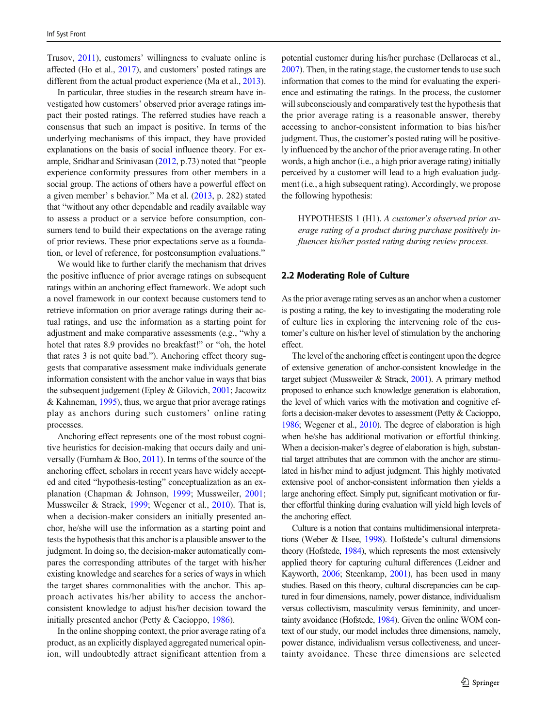Trusov, 2011), customers' willingness to evaluate online is affected (Ho et al., 2017), and customers' posted ratings are different from the actual product experience (Ma et al., 2013).

In particular, three studies in the research stream have investigated how customers' observed prior average ratings impact their posted ratings. The referred studies have reach a consensus that such an impact is positive. In terms of the underlying mechanisms of this impact, they have provided explanations on the basis of social influence theory. For example, Sridhar and Srinivasan (2012, p.73) noted that "people experience conformity pressures from other members in a social group. The actions of others have a powerful effect on a given member' s behavior." Ma et al. (2013, p. 282) stated that "without any other dependable and readily available way to assess a product or a service before consumption, consumers tend to build their expectations on the average rating of prior reviews. These prior expectations serve as a foundation, or level of reference, for postconsumption evaluations."

We would like to further clarify the mechanism that drives the positive influence of prior average ratings on subsequent ratings within an anchoring effect framework. We adopt such a novel framework in our context because customers tend to retrieve information on prior average ratings during their actual ratings, and use the information as a starting point for adjustment and make comparative assessments (e.g., "why a hotel that rates 8.9 provides no breakfast!" or "oh, the hotel that rates 3 is not quite bad."). Anchoring effect theory suggests that comparative assessment make individuals generate information consistent with the anchor value in ways that bias the subsequent judgement (Epley & Gilovich, 2001; Jacowitz & Kahneman, 1995), thus, we argue that prior average ratings play as anchors during such customers' online rating processes.

Anchoring effect represents one of the most robust cognitive heuristics for decision-making that occurs daily and universally (Furnham & Boo, 2011). In terms of the source of the anchoring effect, scholars in recent years have widely accepted and cited "hypothesis-testing" conceptualization as an explanation (Chapman & Johnson, 1999; Mussweiler, 2001; Mussweiler & Strack, 1999; Wegener et al., 2010). That is, when a decision-maker considers an initially presented anchor, he/she will use the information as a starting point and tests the hypothesis that this anchor is a plausible answer to the judgment. In doing so, the decision-maker automatically compares the corresponding attributes of the target with his/her existing knowledge and searches for a series of ways in which the target shares commonalities with the anchor. This approach activates his/her ability to access the anchor-consistent knowledge to adjust his/her decision toward the initially presented anchor (Petty & Cacioppo, 1986).

In the online shopping context, the prior average rating of a product, as an explicitly displayed aggregated numerical opinion, will undoubtedly attract significant attention from a potential customer during his/her purchase (Dellarocas et al., 2007). Then, in the rating stage, the customer tends to use such information that comes to the mind for evaluating the experience and estimating the ratings. In the process, the customer will subconsciously and comparatively test the hypothesis that the prior average rating is a reasonable answer, thereby accessing to anchor-consistent information to bias his/her judgment. Thus, the customer's posted rating will be positively influenced by the anchor of the prior average rating. In other words, a high anchor (i.e., a high prior average rating) initially perceived by a customer will lead to a high evaluation judgment (i.e., a high subsequent rating). Accordingly, we propose the following hypothesis:

> HYPOTHESIS 1 (H1). *A customer's observed prior average rating of a product during purchase positively influences his/her posted rating during review process.*

## 2.2 Moderating Role of Culture

As the prior average rating serves as an anchor when a customer is posting a rating, the key to investigating the moderating role of culture lies in exploring the intervening role of the customer's culture on his/her level of stimulation by the anchoring effect.

The level of the anchoring effect is contingent upon the degree of extensive generation of anchor-consistent knowledge in the target subject (Mussweiler & Strack, 2001). A primary method proposed to enhance such knowledge generation is elaboration, the level of which varies with the motivation and cognitive efforts a decision-maker devotes to assessment (Petty & Cacioppo, 1986; Wegener et al., 2010). The degree of elaboration is high when he/she has additional motivation or effortful thinking. When a decision-maker's degree of elaboration is high, substantial target attributes that are common with the anchor are stimulated in his/her mind to adjust judgment. This highly motivated extensive pool of anchor-consistent information then yields a large anchoring effect. Simply put, significant motivation or further effortful thinking during evaluation will yield high levels of the anchoring effect.

Culture is a notion that contains multidimensional interpretations (Weber & Hsee, 1998). Hofstede's cultural dimensions theory (Hofstede, 1984), which represents the most extensively applied theory for capturing cultural differences (Leidner and Kayworth, 2006; Steenkamp, 2001), has been used in many studies. Based on this theory, cultural discrepancies can be captured in four dimensions, namely, power distance, individualism versus collectivism, masculinity versus femininity, and uncertainty avoidance (Hofstede, 1984). Given the online WOM context of our study, our model includes three dimensions, namely, power distance, individualism versus collectiveness, and uncertainty avoidance. These three dimensions are selected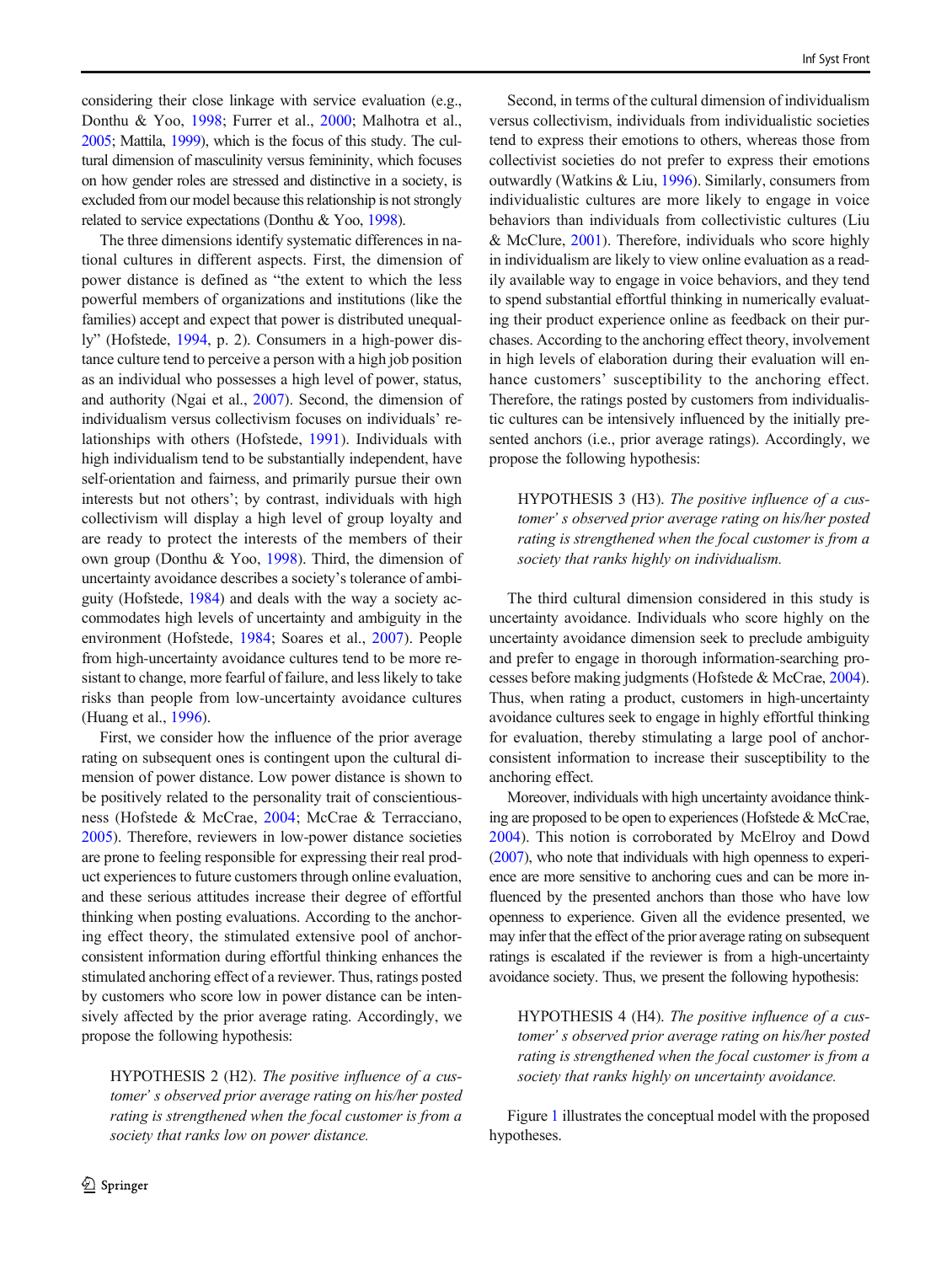considering their close linkage with service evaluation (e.g., Donthu & Yoo, 1998; Furrer et al., 2000; Malhotra et al., 2005; Mattila, 1999), which is the focus of this study. The cultural dimension of masculinity versus femininity, which focuses on how gender roles are stressed and distinctive in a society, is excluded from our model because this relationship is not strongly related to service expectations (Donthu & Yoo, 1998).

The three dimensions identify systematic differences in national cultures in different aspects. First, the dimension of power distance is defined as "the extent to which the less powerful members of organizations and institutions (like the families) accept and expect that power is distributed unequally" (Hofstede, 1994, p. 2). Consumers in a high-power distance culture tend to perceive a person with a high job position as an individual who possesses a high level of power, status, and authority (Ngai et al., 2007). Second, the dimension of individualism versus collectivism focuses on individuals' relationships with others (Hofstede, 1991). Individuals with high individualism tend to be substantially independent, have self-orientation and fairness, and primarily pursue their own interests but not others'; by contrast, individuals with high collectivism will display a high level of group loyalty and are ready to protect the interests of the members of their own group (Donthu & Yoo, 1998). Third, the dimension of uncertainty avoidance describes a society's tolerance of ambiguity (Hofstede, 1984) and deals with the way a society accommodates high levels of uncertainty and ambiguity in the environment (Hofstede, 1984; Soares et al., 2007). People from high-uncertainty avoidance cultures tend to be more resistant to change, more fearful of failure, and less likely to take risks than people from low-uncertainty avoidance cultures (Huang et al., 1996).

First, we consider how the influence of the prior average rating on subsequent ones is contingent upon the cultural dimension of power distance. Low power distance is shown to be positively related to the personality trait of conscientiousness (Hofstede & McCrae, 2004; McCrae & Terracciano, 2005). Therefore, reviewers in low-power distance societies are prone to feeling responsible for expressing their real product experiences to future customers through online evaluation, and these serious attitudes increase their degree of effortful thinking when posting evaluations. According to the anchoring effect theory, the stimulated extensive pool of anchor-consistent information during effortful thinking enhances the stimulated anchoring effect of a reviewer. Thus, ratings posted by customers who score low in power distance can be intensively affected by the prior average rating. Accordingly, we propose the following hypothesis:

> HYPOTHESIS 2 (H2). *The positive influence of a customer' s observed prior average rating on his/her posted rating is strengthened when the focal customer is from a society that ranks low on power distance.*

Second, in terms of the cultural dimension of individualism versus collectivism, individuals from individualistic societies tend to express their emotions to others, whereas those from collectivist societies do not prefer to express their emotions outwardly (Watkins & Liu, 1996). Similarly, consumers from individualistic cultures are more likely to engage in voice behaviors than individuals from collectivistic cultures (Liu & McClure, 2001). Therefore, individuals who score highly in individualism are likely to view online evaluation as a readily available way to engage in voice behaviors, and they tend to spend substantial effortful thinking in numerically evaluating their product experience online as feedback on their purchases. According to the anchoring effect theory, involvement in high levels of elaboration during their evaluation will enhance customers' susceptibility to the anchoring effect. Therefore, the ratings posted by customers from individualistic cultures can be intensively influenced by the initially presented anchors (i.e., prior average ratings). Accordingly, we propose the following hypothesis:

> HYPOTHESIS 3 (H3). *The positive influence of a customer' s observed prior average rating on his/her posted rating is strengthened when the focal customer is from a society that ranks highly on individualism.*

The third cultural dimension considered in this study is uncertainty avoidance. Individuals who score highly on the uncertainty avoidance dimension seek to preclude ambiguity and prefer to engage in thorough information-searching processes before making judgments (Hofstede & McCrae, 2004). Thus, when rating a product, customers in high-uncertainty avoidance cultures seek to engage in highly effortful thinking for evaluation, thereby stimulating a large pool of anchor-consistent information to increase their susceptibility to the anchoring effect.

Moreover, individuals with high uncertainty avoidance thinking are proposed to be open to experiences (Hofstede & McCrae, 2004). This notion is corroborated by McElroy and Dowd (2007), who note that individuals with high openness to experience are more sensitive to anchoring cues and can be more influenced by the presented anchors than those who have low openness to experience. Given all the evidence presented, we may infer that the effect of the prior average rating on subsequent ratings is escalated if the reviewer is from a high-uncertainty avoidance society. Thus, we present the following hypothesis:

> HYPOTHESIS 4 (H4). *The positive influence of a customer' s observed prior average rating on his/her posted rating is strengthened when the focal customer is from a society that ranks highly on uncertainty avoidance.*

Figure 1 illustrates the conceptual model with the proposed hypotheses.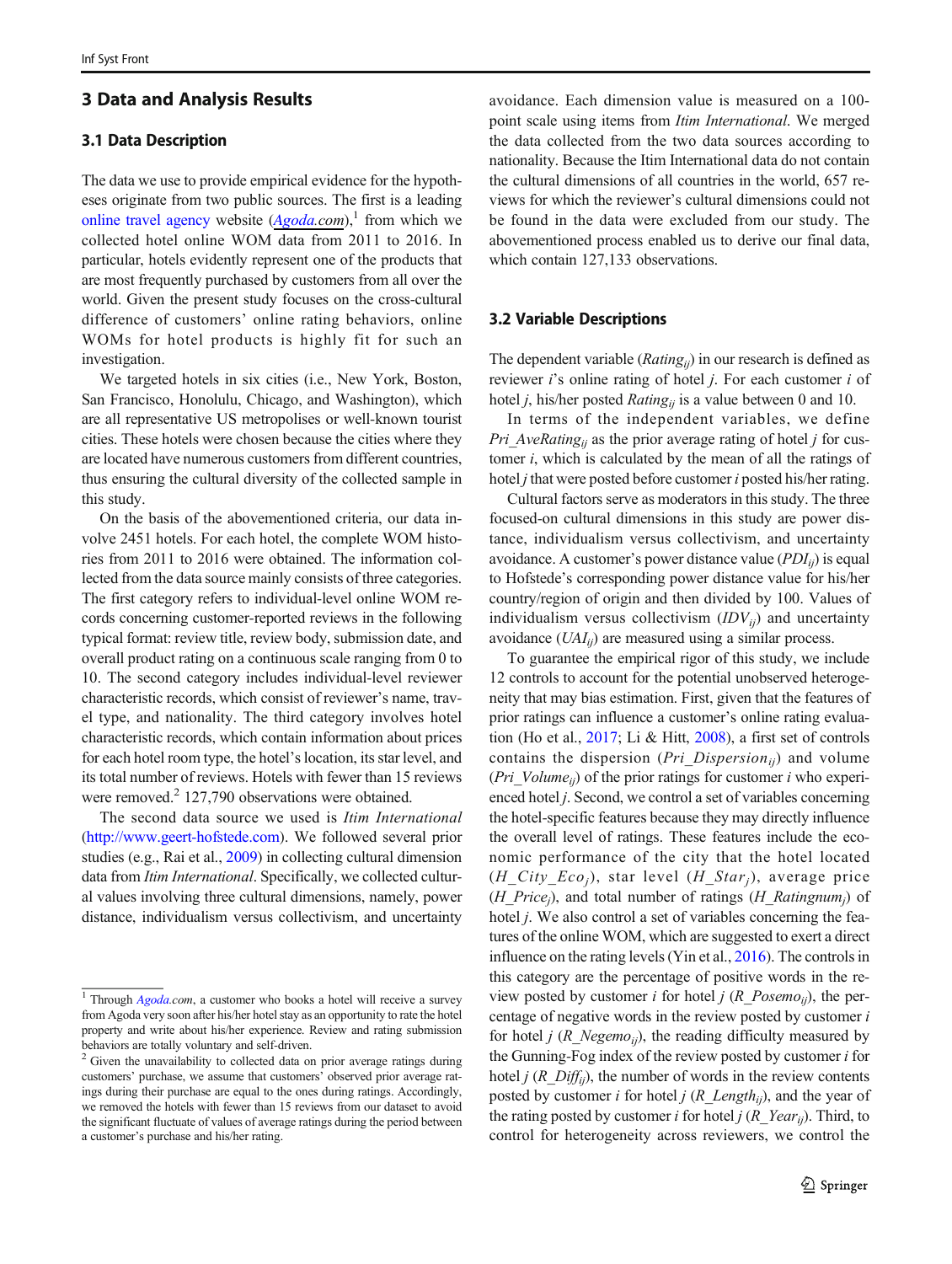## 3 Data and Analysis Results

### 3.1 Data Description

The data we use to provide empirical evidence for the hypotheses originate from two public sources. The first is a leading online travel agency website (*Agoda.com*),[1] from which we collected hotel online WOM data from 2011 to 2016. In particular, hotels evidently represent one of the products that are most frequently purchased by customers from all over the world. Given the present study focuses on the cross-cultural difference of customers' online rating behaviors, online WOMs for hotel products is highly fit for such an investigation.

We targeted hotels in six cities (i.e., New York, Boston, San Francisco, Honolulu, Chicago, and Washington), which are all representative US metropolises or well-known tourist cities. These hotels were chosen because the cities where they are located have numerous customers from different countries, thus ensuring the cultural diversity of the collected sample in this study.

On the basis of the abovementioned criteria, our data involve 2451 hotels. For each hotel, the complete WOM histories from 2011 to 2016 were obtained. The information collected from the data source mainly consists of three categories. The first category refers to individual-level online WOM records concerning customer-reported reviews in the following typical format: review title, review body, submission date, and overall product rating on a continuous scale ranging from 0 to 10. The second category includes individual-level reviewer characteristic records, which consist of reviewer's name, travel type, and nationality. The third category involves hotel characteristic records, which contain information about prices for each hotel room type, the hotel's location, its star level, and its total number of reviews. Hotels with fewer than 15 reviews were removed.[2] 127,790 observations were obtained.

The second data source we used is *Itim International* (http://www.geert-hofstede.com). We followed several prior studies (e.g., Rai et al., 2009) in collecting cultural dimension data from *Itim International*. Specifically, we collected cultural values involving three cultural dimensions, namely, power distance, individualism versus collectivism, and uncertainty avoidance. Each dimension value is measured on a 100-point scale using items from *Itim International*. We merged the data collected from the two data sources according to nationality. Because the Itim International data do not contain the cultural dimensions of all countries in the world, 657 reviews for which the reviewer's cultural dimensions could not be found in the data were excluded from our study. The abovementioned process enabled us to derive our final data, which contain 127,133 observations.

### 3.2 Variable Descriptions

The dependent variable ($Rating_{ij}$) in our research is defined as reviewer $i$'s online rating of hotel $j$. For each customer $i$ of hotel $j$, his/her posted $Rating_{ij}$ is a value between 0 and 10.

In terms of the independent variables, we define $Pri\_AveRating_{ij}$ as the prior average rating of hotel $j$ for customer $i$, which is calculated by the mean of all the ratings of hotel $j$ that were posted before customer $i$ posted his/her rating.

Cultural factors serve as moderators in this study. The three focused-on cultural dimensions in this study are power distance, individualism versus collectivism, and uncertainty avoidance. A customer's power distance value ($PDI_{ij}$) is equal to Hofstede's corresponding power distance value for his/her country/region of origin and then divided by 100. Values of individualism versus collectivism ($IDV_{ij}$) and uncertainty avoidance ($UAI_{ij}$) are measured using a similar process.

To guarantee the empirical rigor of this study, we include 12 controls to account for the potential unobserved heterogeneity that may bias estimation. First, given that the features of prior ratings can influence a customer's online rating evaluation (Ho et al., 2017; Li & Hitt, 2008), a first set of controls contains the dispersion ($Pri\_Dispersion_{ij}$) and volume ($Pri\_Volume_{ij}$) of the prior ratings for customer $i$ who experienced hotel $j$. Second, we control a set of variables concerning the hotel-specific features because they may directly influence the overall level of ratings. These features include the economic performance of the city that the hotel located ($H\_City\_Eco_j$), star level ($H\_Star_j$), average price ($H\_Price_j$), and total number of ratings ($H\_Ratingnum_j$) of hotel $j$. We also control a set of variables concerning the features of the online WOM, which are suggested to exert a direct influence on the rating levels (Yin et al., 2016). The controls in this category are the percentage of positive words in the review posted by customer $i$ for hotel $j$ ($R\_Posemo_{ij}$), the percentage of negative words in the review posted by customer $i$ for hotel $j$ ($R\_Negemo_{ij}$), the reading difficulty measured by the Gunning-Fog index of the review posted by customer $i$ for hotel $j$ ($R\_Diff_{ij}$), the number of words in the review contents posted by customer $i$ for hotel $j$ ($R\_Length_{ij}$), and the year of the rating posted by customer $i$ for hotel $j$ ($R\_Year_{ij}$). Third, to control for heterogeneity across reviewers, we control the

---

[1] Through *Agoda.com*, a customer who books a hotel will receive a survey from Agoda very soon after his/her hotel stay as an opportunity to rate the hotel property and write about his/her experience. Review and rating submission behaviors are totally voluntary and self-driven.

[2] Given the unavailability to collected data on prior average ratings during customers' purchase, we assume that customers' observed prior average ratings during their purchase are equal to the ones during ratings. Accordingly, we removed the hotels with fewer than 15 reviews from our dataset to avoid the significant fluctuate of values of average ratings during the period between a customer's purchase and his/her rating.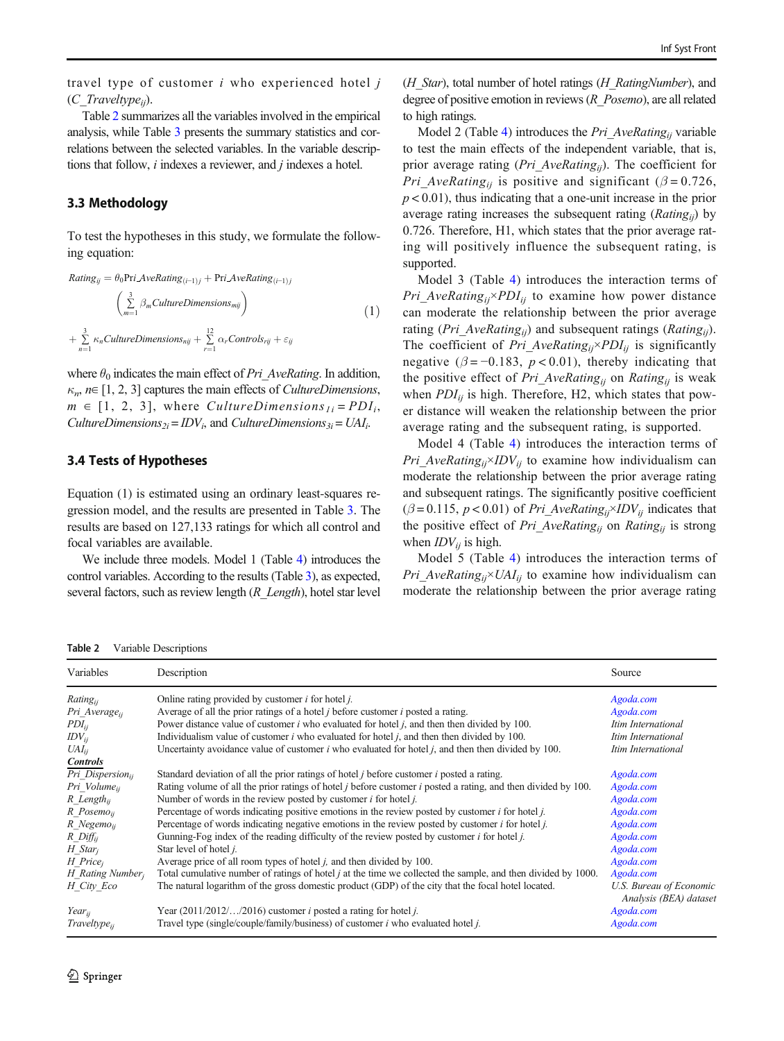travel type of customer $i$ who experienced hotel $j$ ($C\_Traveltype_{ij}$).

Table 2 summarizes all the variables involved in the empirical analysis, while Table 3 presents the summary statistics and correlations between the selected variables. In the variable descriptions that follow, $i$ indexes a reviewer, and $j$ indexes a hotel.

### 3.3 Methodology

To test the hypotheses in this study, we formulate the following equation:

$$
\begin{aligned}
Rating_{ij} = {} & \theta_0 \mathrm{Pri\_AveRating}_{(i-1)j} + \mathrm{Pri\_AveRating}_{(i-1)j} \\
& \left( \sum_{m=1}^{3} \beta_m CultureDimensions_{mij} \right) \\
& + \sum_{n=1}^{3} \kappa_n CultureDimensions_{nij} + \sum_{r=1}^{12} \alpha_r Controls_{rij} + \varepsilon_{ij}
\end{aligned} \tag{1}
$$

where $\theta_0$ indicates the main effect of $Pri\_AveRating$. In addition, $\kappa_n$, $n \in [1, 2, 3]$ captures the main effects of $CultureDimensions$, $m \in [1, 2, 3]$, where $CultureDimensions_{1i} = PDI_i$, $CultureDimensions_{2i} = IDV_i$, and $CultureDimensions_{3i} = UAI_i$.

### 3.4 Tests of Hypotheses

Equation (1) is estimated using an ordinary least-squares regression model, and the results are presented in Table 3. The results are based on 127,133 ratings for which all control and focal variables are available.

We include three models. Model 1 (Table 4) introduces the control variables. According to the results (Table 3), as expected, several factors, such as review length ($R\_Length$), hotel star level ($H\_Star$), total number of hotel ratings ($H\_RatingNumber$), and degree of positive emotion in reviews ($R\_Posemo$), are all related to high ratings.

Model 2 (Table 4) introduces the $Pri\_AveRating_{ij}$ variable to test the main effects of the independent variable, that is, prior average rating ($Pri\_AveRating_{ij}$). The coefficient for $Pri\_AveRating_{ij}$ is positive and significant ($\beta = 0.726$, $p < 0.01$), thus indicating that a one-unit increase in the prior average rating increases the subsequent rating ($Rating_{ij}$) by 0.726. Therefore, H1, which states that the prior average rating will positively influence the subsequent rating, is supported.

Model 3 (Table 4) introduces the interaction terms of $Pri\_AveRating_{ij} \times PDI_{ij}$ to examine how power distance can moderate the relationship between the prior average rating ($Pri\_AveRating_{ij}$) and subsequent ratings ($Rating_{ij}$). The coefficient of $Pri\_AveRating_{ij} \times PDI_{ij}$ is significantly negative ($\beta = -0.183$, $p < 0.01$), thereby indicating that the positive effect of $Pri\_AveRating_{ij}$ on $Rating_{ij}$ is weak when $PDI_{ij}$ is high. Therefore, H2, which states that power distance will weaken the relationship between the prior average rating and the subsequent rating, is supported.

Model 4 (Table 4) introduces the interaction terms of $Pri\_AveRating_{ij} \times IDV_{ij}$ to examine how individualism can moderate the relationship between the prior average rating and subsequent ratings. The significantly positive coefficient ($\beta = 0.115$, $p < 0.01$) of $Pri\_AveRating_{ij} \times IDV_{ij}$ indicates that the positive effect of $Pri\_AveRating_{ij}$ on $Rating_{ij}$ is strong when $IDV_{ij}$ is high.

Model 5 (Table 4) introduces the interaction terms of $Pri\_AveRating_{ij} \times UAI_{ij}$ to examine how individualism can moderate the relationship between the prior average rating

**Table 2** Variable Descriptions

| Variables | Description | Source |
|---|---|---|
| $Rating_{ij}$ | Online rating provided by customer $i$ for hotel $j$. | Agoda.com |
| $Pri\_Average_{ij}$ | Average of all the prior ratings of a hotel $j$ before customer $i$ posted a rating. | Agoda.com |
| $PDI_{ij}$ | Power distance value of customer $i$ who evaluated for hotel $j$, and then then divided by 100. | Itim International |
| $IDV_{ij}$ | Individualism value of customer $i$ who evaluated for hotel $j$, and then then divided by 100. | Itim International |
| $UAI_{ij}$ | Uncertainty avoidance value of customer $i$ who evaluated for hotel $j$, and then then divided by 100. | Itim International |
| ***Controls*** | | |
| $Pri\_Dispersion_{ij}$ | Standard deviation of all the prior ratings of hotel $j$ before customer $i$ posted a rating. | Agoda.com |
| $Pri\_Volume_{ij}$ | Rating volume of all the prior ratings of hotel $j$ before customer $i$ posted a rating, and then divided by 100. | Agoda.com |
| $R\_Length_{ij}$ | Number of words in the review posted by customer $i$ for hotel $j$. | Agoda.com |
| $R\_Posemo_{ij}$ | Percentage of words indicating positive emotions in the review posted by customer $i$ for hotel $j$. | Agoda.com |
| $R\_Negemo_{ij}$ | Percentage of words indicating negative emotions in the review posted by customer $i$ for hotel $j$. | Agoda.com |
| $R\_Diff_{ij}$ | Gunning-Fog index of the reading difficulty of the review posted by customer $i$ for hotel $j$. | Agoda.com |
| $H\_Star_j$ | Star level of hotel $j$. | Agoda.com |
| $H\_Price_j$ | Average price of all room types of hotel $j$, and then divided by 100. | Agoda.com |
| $H\_Rating\ Number_j$ | Total cumulative number of ratings of hotel $j$ at the time we collected the sample, and then divided by 1000. | Agoda.com |
| $H\_City\_Eco$ | The natural logarithm of the gross domestic product (GDP) of the city that the focal hotel located. | U.S. Bureau of Economic Analysis (BEA) dataset |
| $Year_{ij}$ | Year (2011/2012/…/2016) customer $i$ posted a rating for hotel $j$. | Agoda.com |
| $Traveltype_{ij}$ | Travel type (single/couple/family/business) of customer $i$ who evaluated hotel $j$. | Agoda.com |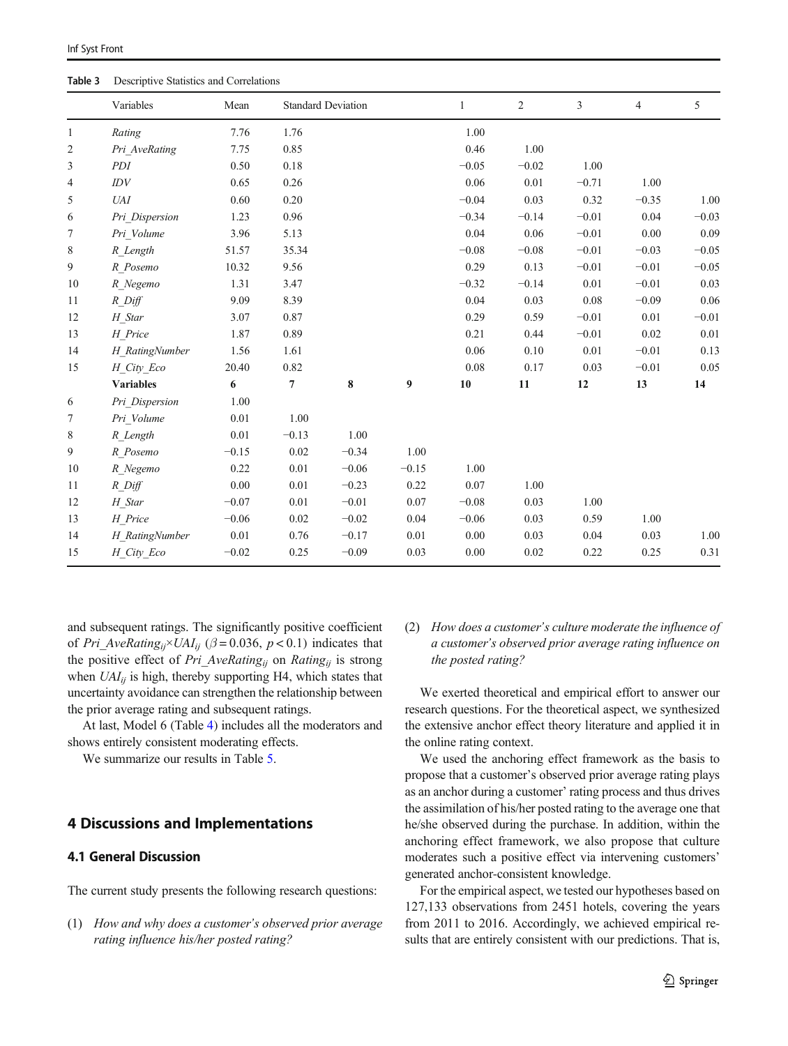**Table 3** Descriptive Statistics and Correlations

| | Variables | Mean | Standard Deviation | | | 1 | 2 | 3 | 4 | 5 |
|---|---|---|---|---|---|---|---|---|---|---|
| 1 | *Rating* | 7.76 | 1.76 | | | 1.00 | | | | |
| 2 | *Pri_AveRating* | 7.75 | 0.85 | | | 0.46 | 1.00 | | | |
| 3 | *PDI* | 0.50 | 0.18 | | | −0.05 | −0.02 | 1.00 | | |
| 4 | *IDV* | 0.65 | 0.26 | | | 0.06 | 0.01 | −0.71 | 1.00 | |
| 5 | *UAI* | 0.60 | 0.20 | | | −0.04 | 0.03 | 0.32 | −0.35 | 1.00 |
| 6 | *Pri_Dispersion* | 1.23 | 0.96 | | | −0.34 | −0.14 | −0.01 | 0.04 | −0.03 |
| 7 | *Pri_Volume* | 3.96 | 5.13 | | | 0.04 | 0.06 | −0.01 | 0.00 | 0.09 |
| 8 | *R_Length* | 51.57 | 35.34 | | | −0.08 | −0.08 | −0.01 | −0.03 | −0.05 |
| 9 | *R_Posemo* | 10.32 | 9.56 | | | 0.29 | 0.13 | −0.01 | −0.01 | −0.05 |
| 10 | *R_Negemo* | 1.31 | 3.47 | | | −0.32 | −0.14 | 0.01 | −0.01 | 0.03 |
| 11 | *R_Diff* | 9.09 | 8.39 | | | 0.04 | 0.03 | 0.08 | −0.09 | 0.06 |
| 12 | *H_Star* | 3.07 | 0.87 | | | 0.29 | 0.59 | −0.01 | 0.01 | −0.01 |
| 13 | *H_Price* | 1.87 | 0.89 | | | 0.21 | 0.44 | −0.01 | 0.02 | 0.01 |
| 14 | *H_RatingNumber* | 1.56 | 1.61 | | | 0.06 | 0.10 | 0.01 | −0.01 | 0.13 |
| 15 | *H_City_Eco* | 20.40 | 0.82 | | | 0.08 | 0.17 | 0.03 | −0.01 | 0.05 |
| | **Variables** | **6** | **7** | **8** | **9** | **10** | **11** | **12** | **13** | **14** |
| 6 | *Pri_Dispersion* | 1.00 | | | | | | | | |
| 7 | *Pri_Volume* | 0.01 | 1.00 | | | | | | | |
| 8 | *R_Length* | 0.01 | −0.13 | 1.00 | | | | | | |
| 9 | *R_Posemo* | −0.15 | 0.02 | −0.34 | 1.00 | | | | | |
| 10 | *R_Negemo* | 0.22 | 0.01 | −0.06 | −0.15 | 1.00 | | | | |
| 11 | *R_Diff* | 0.00 | 0.01 | −0.23 | 0.22 | 0.07 | 1.00 | | | |
| 12 | *H_Star* | −0.07 | 0.01 | −0.01 | 0.07 | −0.08 | 0.03 | 1.00 | | |
| 13 | *H_Price* | −0.06 | 0.02 | −0.02 | 0.04 | −0.06 | 0.03 | 0.59 | 1.00 | |
| 14 | *H_RatingNumber* | 0.01 | 0.76 | −0.17 | 0.01 | 0.00 | 0.03 | 0.04 | 0.03 | 1.00 |
| 15 | *H_City_Eco* | −0.02 | 0.25 | −0.09 | 0.03 | 0.00 | 0.02 | 0.22 | 0.25 | 0.31 |

and subsequent ratings. The significantly positive coefficient of $Pri\_AveRating_{ij} \times UAI_{ij}$ ($\beta = 0.036$, $p < 0.1$) indicates that the positive effect of $Pri\_AveRating_{ij}$ on $Rating_{ij}$ is strong when $UAI_{ij}$ is high, thereby supporting H4, which states that uncertainty avoidance can strengthen the relationship between the prior average rating and subsequent ratings.

At last, Model 6 (Table 4) includes all the moderators and shows entirely consistent moderating effects.

We summarize our results in Table 5.

## 4 Discussions and Implementations

### 4.1 General Discussion

The current study presents the following research questions:

(1) *How and why does a customer's observed prior average rating influence his/her posted rating?*

(2) *How does a customer's culture moderate the influence of a customer's observed prior average rating influence on the posted rating?*

We exerted theoretical and empirical effort to answer our research questions. For the theoretical aspect, we synthesized the extensive anchor effect theory literature and applied it in the online rating context.

We used the anchoring effect framework as the basis to propose that a customer's observed prior average rating plays as an anchor during a customer' rating process and thus drives the assimilation of his/her posted rating to the average one that he/she observed during the purchase. In addition, within the anchoring effect framework, we also propose that culture moderates such a positive effect via intervening customers' generated anchor-consistent knowledge.

For the empirical aspect, we tested our hypotheses based on 127,133 observations from 2451 hotels, covering the years from 2011 to 2016. Accordingly, we achieved empirical results that are entirely consistent with our predictions. That is,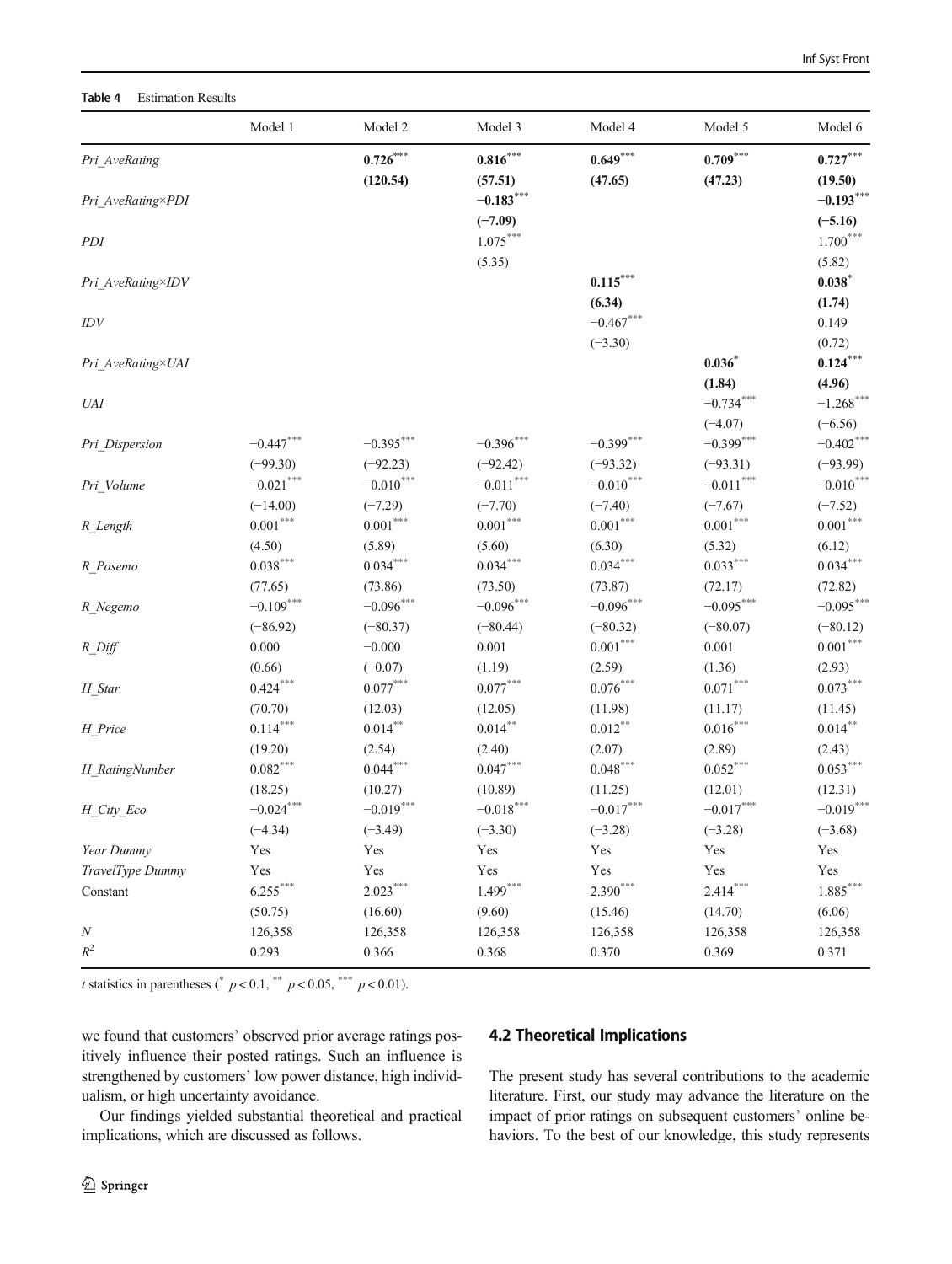**Table 4** Estimation Results

| | Model 1 | Model 2 | Model 3 | Model 4 | Model 5 | Model 6 |
|---|---|---|---|---|---|---|
| *Pri_AveRating* | | **0.726*****<br>**(120.54)** | **0.816*****<br>**(57.51)** | **0.649*****<br>**(47.65)** | **0.709*****<br>**(47.23)** | **0.727*****<br>**(19.50)** |
| *Pri_AveRating×PDI* | | | **−0.183*****<br>**(−7.09)** | | | **−0.193*****<br>**(−5.16)** |
| *PDI* | | | 1.075***<br>(5.35) | | | 1.700***<br>(5.82) |
| *Pri_AveRating×IDV* | | | | **0.115*****<br>**(6.34)** | | **0.038***<br>**(1.74)** |
| *IDV* | | | | −0.467***<br>(−3.30) | | 0.149<br>(0.72) |
| *Pri_AveRating×UAI* | | | | | **0.036***<br>**(1.84)** | **0.124*****<br>**(4.96)** |
| *UAI* | | | | | −0.734***<br>(−4.07) | −1.268***<br>(−6.56) |
| *Pri_Dispersion* | −0.447***<br>(−99.30) | −0.395***<br>(−92.23) | −0.396***<br>(−92.42) | −0.399***<br>(−93.32) | −0.399***<br>(−93.31) | −0.402***<br>(−93.99) |
| *Pri_Volume* | −0.021***<br>(−14.00) | −0.010***<br>(−7.29) | −0.011***<br>(−7.70) | −0.010***<br>(−7.40) | −0.011***<br>(−7.67) | −0.010***<br>(−7.52) |
| *R_Length* | 0.001***<br>(4.50) | 0.001***<br>(5.89) | 0.001***<br>(5.60) | 0.001***<br>(6.30) | 0.001***<br>(5.32) | 0.001***<br>(6.12) |
| *R_Posemo* | 0.038***<br>(77.65) | 0.034***<br>(73.86) | 0.034***<br>(73.50) | 0.034***<br>(73.87) | 0.033***<br>(72.17) | 0.034***<br>(72.82) |
| *R_Negemo* | −0.109***<br>(−86.92) | −0.096***<br>(−80.37) | −0.096***<br>(−80.44) | −0.096***<br>(−80.32) | −0.095***<br>(−80.07) | −0.095***<br>(−80.12) |
| *R_Diff* | 0.000<br>(0.66) | −0.000<br>(−0.07) | 0.001<br>(1.19) | 0.001***<br>(2.59) | 0.001<br>(1.36) | 0.001***<br>(2.93) |
| *H_Star* | 0.424***<br>(70.70) | 0.077***<br>(12.03) | 0.077***<br>(12.05) | 0.076***<br>(11.98) | 0.071***<br>(11.17) | 0.073***<br>(11.45) |
| *H_Price* | 0.114***<br>(19.20) | 0.014**<br>(2.54) | 0.014**<br>(2.40) | 0.012**<br>(2.07) | 0.016***<br>(2.89) | 0.014**<br>(2.43) |
| *H_RatingNumber* | 0.082***<br>(18.25) | 0.044***<br>(10.27) | 0.047***<br>(10.89) | 0.048***<br>(11.25) | 0.052***<br>(12.01) | 0.053***<br>(12.31) |
| *H_City_Eco* | −0.024***<br>(−4.34) | −0.019***<br>(−3.49) | −0.018***<br>(−3.30) | −0.017***<br>(−3.28) | −0.017***<br>(−3.28) | −0.019***<br>(−3.68) |
| *Year Dummy* | Yes | Yes | Yes | Yes | Yes | Yes |
| *TravelType Dummy* | Yes | Yes | Yes | Yes | Yes | Yes |
| Constant | 6.255***<br>(50.75) | 2.023***<br>(16.60) | 1.499***<br>(9.60) | 2.390***<br>(15.46) | 2.414***<br>(14.70) | 1.885***<br>(6.06) |
| *N* | 126,358 | 126,358 | 126,358 | 126,358 | 126,358 | 126,358 |
| $R^2$ | 0.293 | 0.366 | 0.368 | 0.370 | 0.369 | 0.371 |

*t* statistics in parentheses (* $p < 0.1$, ** $p < 0.05$, *** $p < 0.01$).

we found that customers' observed prior average ratings positively influence their posted ratings. Such an influence is strengthened by customers' low power distance, high individualism, or high uncertainty avoidance.

Our findings yielded substantial theoretical and practical implications, which are discussed as follows.

## 4.2 Theoretical Implications

The present study has several contributions to the academic literature. First, our study may advance the literature on the impact of prior ratings on subsequent customers' online behaviors. To the best of our knowledge, this study represents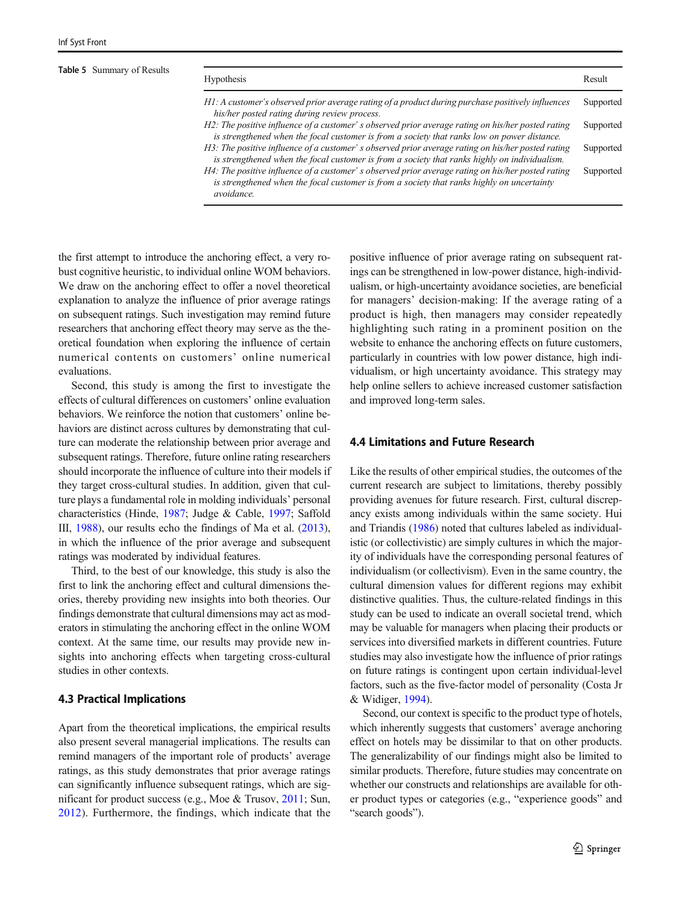**Table 5** Summary of Results

| Hypothesis | Result |
|---|---|
| *H1: A customer's observed prior average rating of a product during purchase positively influences his/her posted rating during review process.* | Supported |
| *H2: The positive influence of a customer' s observed prior average rating on his/her posted rating is strengthened when the focal customer is from a society that ranks low on power distance.* | Supported |
| *H3: The positive influence of a customer' s observed prior average rating on his/her posted rating is strengthened when the focal customer is from a society that ranks highly on individualism.* | Supported |
| *H4: The positive influence of a customer' s observed prior average rating on his/her posted rating is strengthened when the focal customer is from a society that ranks highly on uncertainty avoidance.* | Supported |

the first attempt to introduce the anchoring effect, a very robust cognitive heuristic, to individual online WOM behaviors. We draw on the anchoring effect to offer a novel theoretical explanation to analyze the influence of prior average ratings on subsequent ratings. Such investigation may remind future researchers that anchoring effect theory may serve as the theoretical foundation when exploring the influence of certain numerical contents on customers' online numerical evaluations.

Second, this study is among the first to investigate the effects of cultural differences on customers' online evaluation behaviors. We reinforce the notion that customers' online behaviors are distinct across cultures by demonstrating that culture can moderate the relationship between prior average and subsequent ratings. Therefore, future online rating researchers should incorporate the influence of culture into their models if they target cross-cultural studies. In addition, given that culture plays a fundamental role in molding individuals' personal characteristics (Hinde, 1987; Judge & Cable, 1997; Saffold III, 1988), our results echo the findings of Ma et al. (2013), in which the influence of the prior average and subsequent ratings was moderated by individual features.

Third, to the best of our knowledge, this study is also the first to link the anchoring effect and cultural dimensions theories, thereby providing new insights into both theories. Our findings demonstrate that cultural dimensions may act as moderators in stimulating the anchoring effect in the online WOM context. At the same time, our results may provide new insights into anchoring effects when targeting cross-cultural studies in other contexts.

### 4.3 Practical Implications

Apart from the theoretical implications, the empirical results also present several managerial implications. The results can remind managers of the important role of products' average ratings, as this study demonstrates that prior average ratings can significantly influence subsequent ratings, which are significant for product success (e.g., Moe & Trusov, 2011; Sun, 2012). Furthermore, the findings, which indicate that the positive influence of prior average rating on subsequent ratings can be strengthened in low-power distance, high-individualism, or high-uncertainty avoidance societies, are beneficial for managers' decision-making: If the average rating of a product is high, then managers may consider repeatedly highlighting such rating in a prominent position on the website to enhance the anchoring effects on future customers, particularly in countries with low power distance, high individualism, or high uncertainty avoidance. This strategy may help online sellers to achieve increased customer satisfaction and improved long-term sales.

### 4.4 Limitations and Future Research

Like the results of other empirical studies, the outcomes of the current research are subject to limitations, thereby possibly providing avenues for future research. First, cultural discrepancy exists among individuals within the same society. Hui and Triandis (1986) noted that cultures labeled as individualistic (or collectivistic) are simply cultures in which the majority of individuals have the corresponding personal features of individualism (or collectivism). Even in the same country, the cultural dimension values for different regions may exhibit distinctive qualities. Thus, the culture-related findings in this study can be used to indicate an overall societal trend, which may be valuable for managers when placing their products or services into diversified markets in different countries. Future studies may also investigate how the influence of prior ratings on future ratings is contingent upon certain individual-level factors, such as the five-factor model of personality (Costa Jr & Widiger, 1994).

Second, our context is specific to the product type of hotels, which inherently suggests that customers' average anchoring effect on hotels may be dissimilar to that on other products. The generalizability of our findings might also be limited to similar products. Therefore, future studies may concentrate on whether our constructs and relationships are available for other product types or categories (e.g., "experience goods" and "search goods").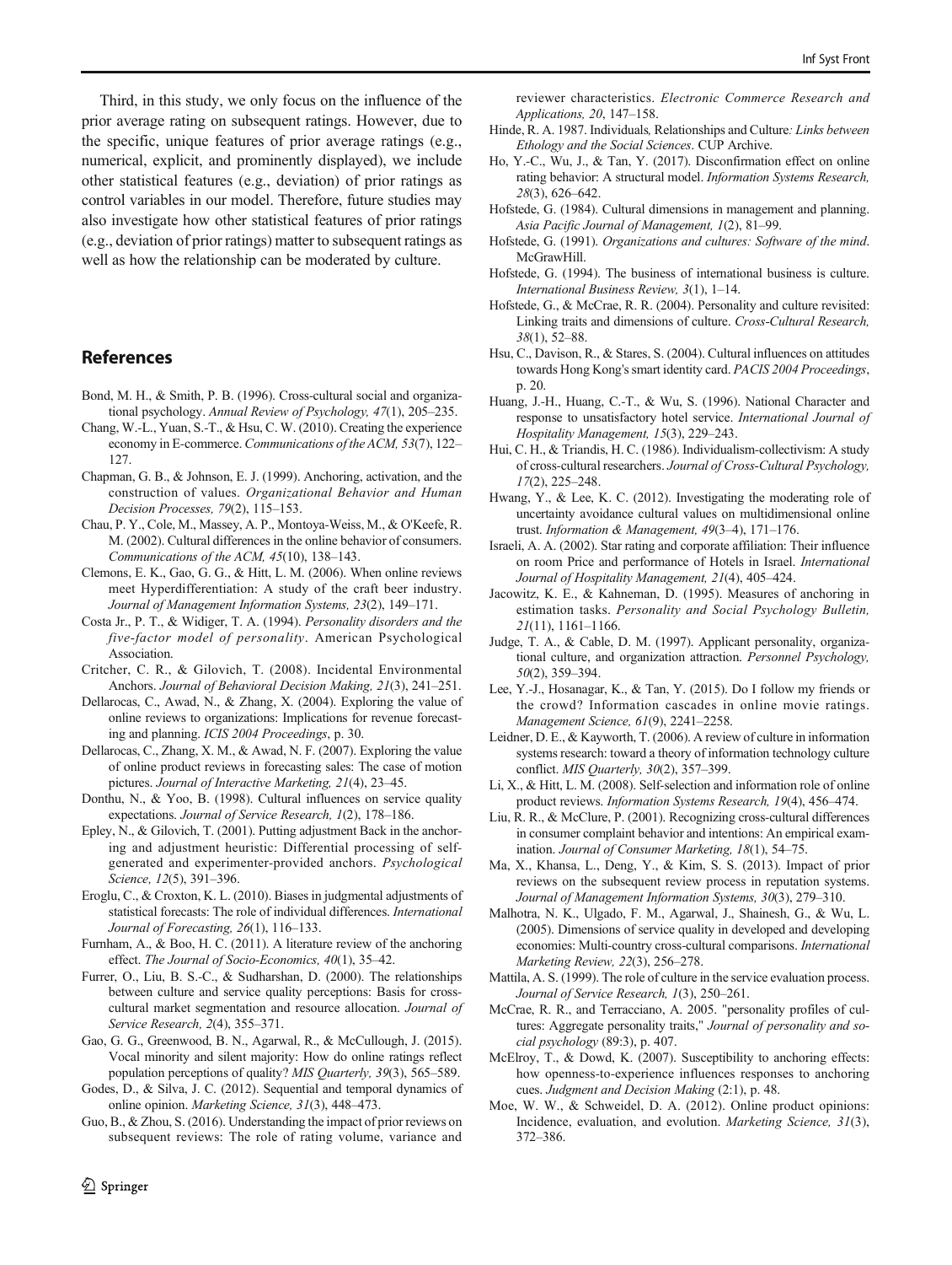Third, in this study, we only focus on the influence of the prior average rating on subsequent ratings. However, due to the specific, unique features of prior average ratings (e.g., numerical, explicit, and prominently displayed), we include other statistical features (e.g., deviation) of prior ratings as control variables in our model. Therefore, future studies may also investigate how other statistical features of prior ratings (e.g., deviation of prior ratings) matter to subsequent ratings as well as how the relationship can be moderated by culture.

## References

Bond, M. H., & Smith, P. B. (1996). Cross-cultural social and organizational psychology. *Annual Review of Psychology, 47*(1), 205–235.

Chang, W.-L., Yuan, S.-T., & Hsu, C. W. (2010). Creating the experience economy in E-commerce. *Communications of the ACM, 53*(7), 122–127.

Chapman, G. B., & Johnson, E. J. (1999). Anchoring, activation, and the construction of values. *Organizational Behavior and Human Decision Processes, 79*(2), 115–153.

Chau, P. Y., Cole, M., Massey, A. P., Montoya-Weiss, M., & O'Keefe, R. M. (2002). Cultural differences in the online behavior of consumers. *Communications of the ACM, 45*(10), 138–143.

Clemons, E. K., Gao, G. G., & Hitt, L. M. (2006). When online reviews meet Hyperdifferentiation: A study of the craft beer industry. *Journal of Management Information Systems, 23*(2), 149–171.

Costa Jr., P. T., & Widiger, T. A. (1994). *Personality disorders and the five-factor model of personality*. American Psychological Association.

Critcher, C. R., & Gilovich, T. (2008). Incidental Environmental Anchors. *Journal of Behavioral Decision Making, 21*(3), 241–251.

Dellarocas, C., Awad, N., & Zhang, X. (2004). Exploring the value of online reviews to organizations: Implications for revenue forecasting and planning. *ICIS 2004 Proceedings*, p. 30.

Dellarocas, C., Zhang, X. M., & Awad, N. F. (2007). Exploring the value of online product reviews in forecasting sales: The case of motion pictures. *Journal of Interactive Marketing, 21*(4), 23–45.

Donthu, N., & Yoo, B. (1998). Cultural influences on service quality expectations. *Journal of Service Research, 1*(2), 178–186.

Epley, N., & Gilovich, T. (2001). Putting adjustment Back in the anchoring and adjustment heuristic: Differential processing of self-generated and experimenter-provided anchors. *Psychological Science, 12*(5), 391–396.

Eroglu, C., & Croxton, K. L. (2010). Biases in judgmental adjustments of statistical forecasts: The role of individual differences. *International Journal of Forecasting, 26*(1), 116–133.

Furnham, A., & Boo, H. C. (2011). A literature review of the anchoring effect. *The Journal of Socio-Economics, 40*(1), 35–42.

Furrer, O., Liu, B. S.-C., & Sudharshan, D. (2000). The relationships between culture and service quality perceptions: Basis for cross-cultural market segmentation and resource allocation. *Journal of Service Research, 2*(4), 355–371.

Gao, G. G., Greenwood, B. N., Agarwal, R., & McCullough, J. (2015). Vocal minority and silent majority: How do online ratings reflect population perceptions of quality? *MIS Quarterly, 39*(3), 565–589.

Godes, D., & Silva, J. C. (2012). Sequential and temporal dynamics of online opinion. *Marketing Science, 31*(3), 448–473.

Guo, B., & Zhou, S. (2016). Understanding the impact of prior reviews on subsequent reviews: The role of rating volume, variance and reviewer characteristics. *Electronic Commerce Research and Applications, 20*, 147–158.

Hinde, R. A. 1987. Individuals, Relationships and Culture*: Links between Ethology and the Social Sciences*. CUP Archive.

Ho, Y.-C., Wu, J., & Tan, Y. (2017). Disconfirmation effect on online rating behavior: A structural model. *Information Systems Research, 28*(3), 626–642.

Hofstede, G. (1984). Cultural dimensions in management and planning. *Asia Pacific Journal of Management, 1*(2), 81–99.

Hofstede, G. (1991). *Organizations and cultures: Software of the mind*. McGrawHill.

Hofstede, G. (1994). The business of international business is culture. *International Business Review, 3*(1), 1–14.

Hofstede, G., & McCrae, R. R. (2004). Personality and culture revisited: Linking traits and dimensions of culture. *Cross-Cultural Research, 38*(1), 52–88.

Hsu, C., Davison, R., & Stares, S. (2004). Cultural influences on attitudes towards Hong Kong's smart identity card. *PACIS 2004 Proceedings*, p. 20.

Huang, J.-H., Huang, C.-T., & Wu, S. (1996). National Character and response to unsatisfactory hotel service. *International Journal of Hospitality Management, 15*(3), 229–243.

Hui, C. H., & Triandis, H. C. (1986). Individualism-collectivism: A study of cross-cultural researchers. *Journal of Cross-Cultural Psychology, 17*(2), 225–248.

Hwang, Y., & Lee, K. C. (2012). Investigating the moderating role of uncertainty avoidance cultural values on multidimensional online trust. *Information & Management, 49*(3–4), 171–176.

Israeli, A. A. (2002). Star rating and corporate affiliation: Their influence on room Price and performance of Hotels in Israel. *International Journal of Hospitality Management, 21*(4), 405–424.

Jacowitz, K. E., & Kahneman, D. (1995). Measures of anchoring in estimation tasks. *Personality and Social Psychology Bulletin, 21*(11), 1161–1166.

Judge, T. A., & Cable, D. M. (1997). Applicant personality, organizational culture, and organization attraction. *Personnel Psychology, 50*(2), 359–394.

Lee, Y.-J., Hosanagar, K., & Tan, Y. (2015). Do I follow my friends or the crowd? Information cascades in online movie ratings. *Management Science, 61*(9), 2241–2258.

Leidner, D. E., & Kayworth, T. (2006). A review of culture in information systems research: toward a theory of information technology culture conflict. *MIS Quarterly, 30*(2), 357–399.

Li, X., & Hitt, L. M. (2008). Self-selection and information role of online product reviews. *Information Systems Research, 19*(4), 456–474.

Liu, R. R., & McClure, P. (2001). Recognizing cross-cultural differences in consumer complaint behavior and intentions: An empirical examination. *Journal of Consumer Marketing, 18*(1), 54–75.

Ma, X., Khansa, L., Deng, Y., & Kim, S. S. (2013). Impact of prior reviews on the subsequent review process in reputation systems. *Journal of Management Information Systems, 30*(3), 279–310.

Malhotra, N. K., Ulgado, F. M., Agarwal, J., Shainesh, G., & Wu, L. (2005). Dimensions of service quality in developed and developing economies: Multi-country cross-cultural comparisons. *International Marketing Review, 22*(3), 256–278.

Mattila, A. S. (1999). The role of culture in the service evaluation process. *Journal of Service Research, 1*(3), 250–261.

McCrae, R. R., and Terracciano, A. 2005. "personality profiles of cultures: Aggregate personality traits," *Journal of personality and social psychology* (89:3), p. 407.

McElroy, T., & Dowd, K. (2007). Susceptibility to anchoring effects: how openness-to-experience influences responses to anchoring cues. *Judgment and Decision Making* (2:1), p. 48.

Moe, W. W., & Schweidel, D. A. (2012). Online product opinions: Incidence, evaluation, and evolution. *Marketing Science, 31*(3), 372–386.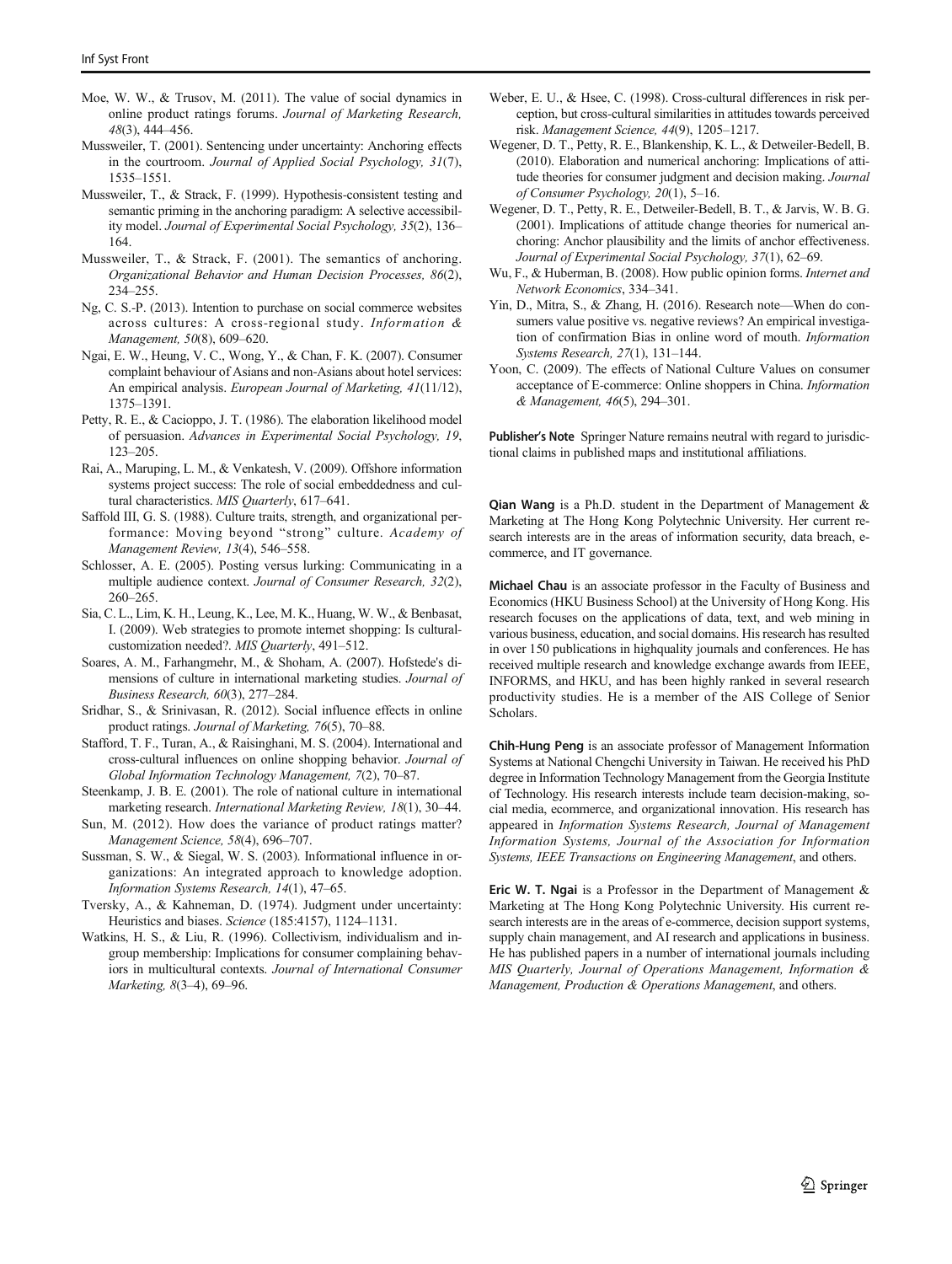Moe, W. W., & Trusov, M. (2011). The value of social dynamics in online product ratings forums. *Journal of Marketing Research, 48*(3), 444–456.

Mussweiler, T. (2001). Sentencing under uncertainty: Anchoring effects in the courtroom. *Journal of Applied Social Psychology, 31*(7), 1535–1551.

Mussweiler, T., & Strack, F. (1999). Hypothesis-consistent testing and semantic priming in the anchoring paradigm: A selective accessibility model. *Journal of Experimental Social Psychology, 35*(2), 136–164.

Mussweiler, T., & Strack, F. (2001). The semantics of anchoring. *Organizational Behavior and Human Decision Processes, 86*(2), 234–255.

Ng, C. S.-P. (2013). Intention to purchase on social commerce websites across cultures: A cross-regional study. *Information & Management, 50*(8), 609–620.

Ngai, E. W., Heung, V. C., Wong, Y., & Chan, F. K. (2007). Consumer complaint behaviour of Asians and non-Asians about hotel services: An empirical analysis. *European Journal of Marketing, 41*(11/12), 1375–1391.

Petty, R. E., & Cacioppo, J. T. (1986). The elaboration likelihood model of persuasion. *Advances in Experimental Social Psychology, 19*, 123–205.

Rai, A., Maruping, L. M., & Venkatesh, V. (2009). Offshore information systems project success: The role of social embeddedness and cultural characteristics. *MIS Quarterly*, 617–641.

Saffold III, G. S. (1988). Culture traits, strength, and organizational performance: Moving beyond "strong" culture. *Academy of Management Review, 13*(4), 546–558.

Schlosser, A. E. (2005). Posting versus lurking: Communicating in a multiple audience context. *Journal of Consumer Research, 32*(2), 260–265.

Sia, C. L., Lim, K. H., Leung, K., Lee, M. K., Huang, W. W., & Benbasat, I. (2009). Web strategies to promote internet shopping: Is cultural-customization needed?. *MIS Quarterly*, 491–512.

Soares, A. M., Farhangmehr, M., & Shoham, A. (2007). Hofstede's dimensions of culture in international marketing studies. *Journal of Business Research, 60*(3), 277–284.

Sridhar, S., & Srinivasan, R. (2012). Social influence effects in online product ratings. *Journal of Marketing, 76*(5), 70–88.

Stafford, T. F., Turan, A., & Raisinghani, M. S. (2004). International and cross-cultural influences on online shopping behavior. *Journal of Global Information Technology Management, 7*(2), 70–87.

Steenkamp, J. B. E. (2001). The role of national culture in international marketing research. *International Marketing Review, 18*(1), 30–44.

Sun, M. (2012). How does the variance of product ratings matter? *Management Science, 58*(4), 696–707.

Sussman, S. W., & Siegal, W. S. (2003). Informational influence in organizations: An integrated approach to knowledge adoption. *Information Systems Research, 14*(1), 47–65.

Tversky, A., & Kahneman, D. (1974). Judgment under uncertainty: Heuristics and biases. *Science* (185:4157), 1124–1131.

Watkins, H. S., & Liu, R. (1996). Collectivism, individualism and in-group membership: Implications for consumer complaining behaviors in multicultural contexts. *Journal of International Consumer Marketing, 8*(3–4), 69–96.

Weber, E. U., & Hsee, C. (1998). Cross-cultural differences in risk perception, but cross-cultural similarities in attitudes towards perceived risk. *Management Science, 44*(9), 1205–1217.

Wegener, D. T., Petty, R. E., Blankenship, K. L., & Detweiler-Bedell, B. (2010). Elaboration and numerical anchoring: Implications of attitude theories for consumer judgment and decision making. *Journal of Consumer Psychology, 20*(1), 5–16.

Wegener, D. T., Petty, R. E., Detweiler-Bedell, B. T., & Jarvis, W. B. G. (2001). Implications of attitude change theories for numerical anchoring: Anchor plausibility and the limits of anchor effectiveness. *Journal of Experimental Social Psychology, 37*(1), 62–69.

Wu, F., & Huberman, B. (2008). How public opinion forms. *Internet and Network Economics*, 334–341.

Yin, D., Mitra, S., & Zhang, H. (2016). Research note—When do consumers value positive vs. negative reviews? An empirical investigation of confirmation Bias in online word of mouth. *Information Systems Research, 27*(1), 131–144.

Yoon, C. (2009). The effects of National Culture Values on consumer acceptance of E-commerce: Online shoppers in China. *Information & Management, 46*(5), 294–301.

**Publisher's Note** Springer Nature remains neutral with regard to jurisdictional claims in published maps and institutional affiliations.

**Qian Wang** is a Ph.D. student in the Department of Management & Marketing at The Hong Kong Polytechnic University. Her current research interests are in the areas of information security, data breach, e-commerce, and IT governance.

**Michael Chau** is an associate professor in the Faculty of Business and Economics (HKU Business School) at the University of Hong Kong. His research focuses on the applications of data, text, and web mining in various business, education, and social domains. His research has resulted in over 150 publications in highquality journals and conferences. He has received multiple research and knowledge exchange awards from IEEE, INFORMS, and HKU, and has been highly ranked in several research productivity studies. He is a member of the AIS College of Senior Scholars.

**Chih-Hung Peng** is an associate professor of Management Information Systems at National Chengchi University in Taiwan. He received his PhD degree in Information Technology Management from the Georgia Institute of Technology. His research interests include team decision-making, social media, ecommerce, and organizational innovation. His research has appeared in *Information Systems Research, Journal of Management Information Systems, Journal of the Association for Information Systems, IEEE Transactions on Engineering Management*, and others.

**Eric W. T. Ngai** is a Professor in the Department of Management & Marketing at The Hong Kong Polytechnic University. His current research interests are in the areas of e-commerce, decision support systems, supply chain management, and AI research and applications in business. He has published papers in a number of international journals including *MIS Quarterly, Journal of Operations Management, Information & Management, Production & Operations Management*, and others.